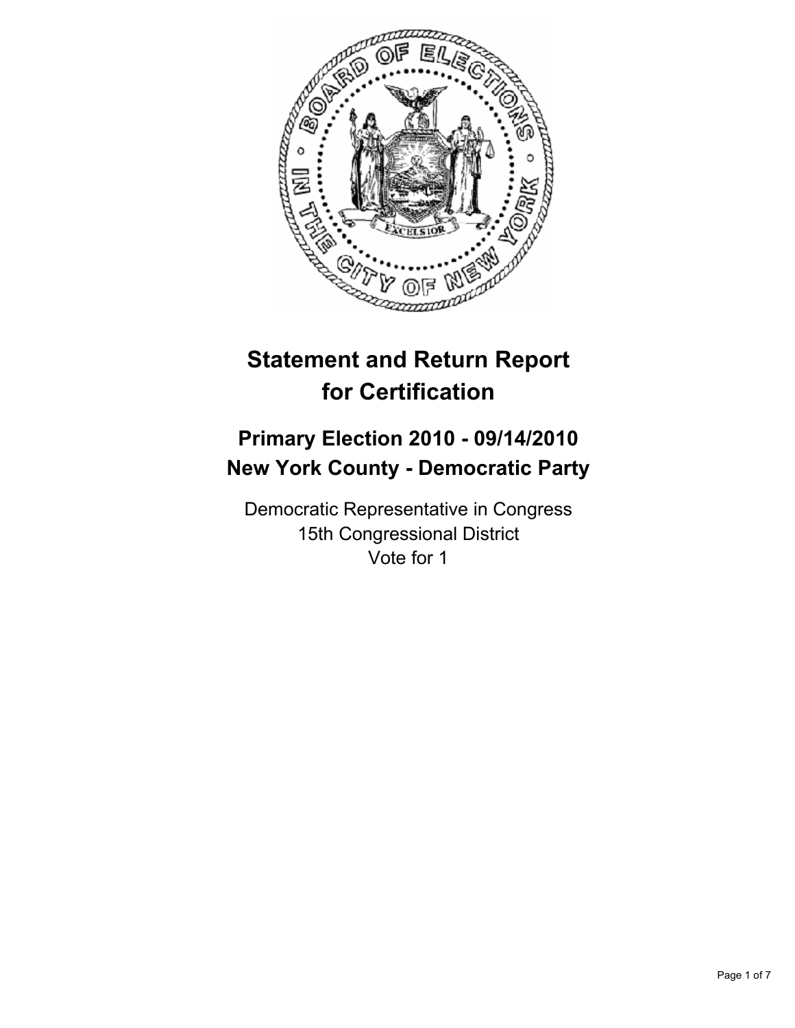# Statement and Return Report for Certification

## Primary Election 2010 - 09/14/2010
## New York County - Democratic Party

Democratic Representative in Congress
15th Congressional District
Vote for 1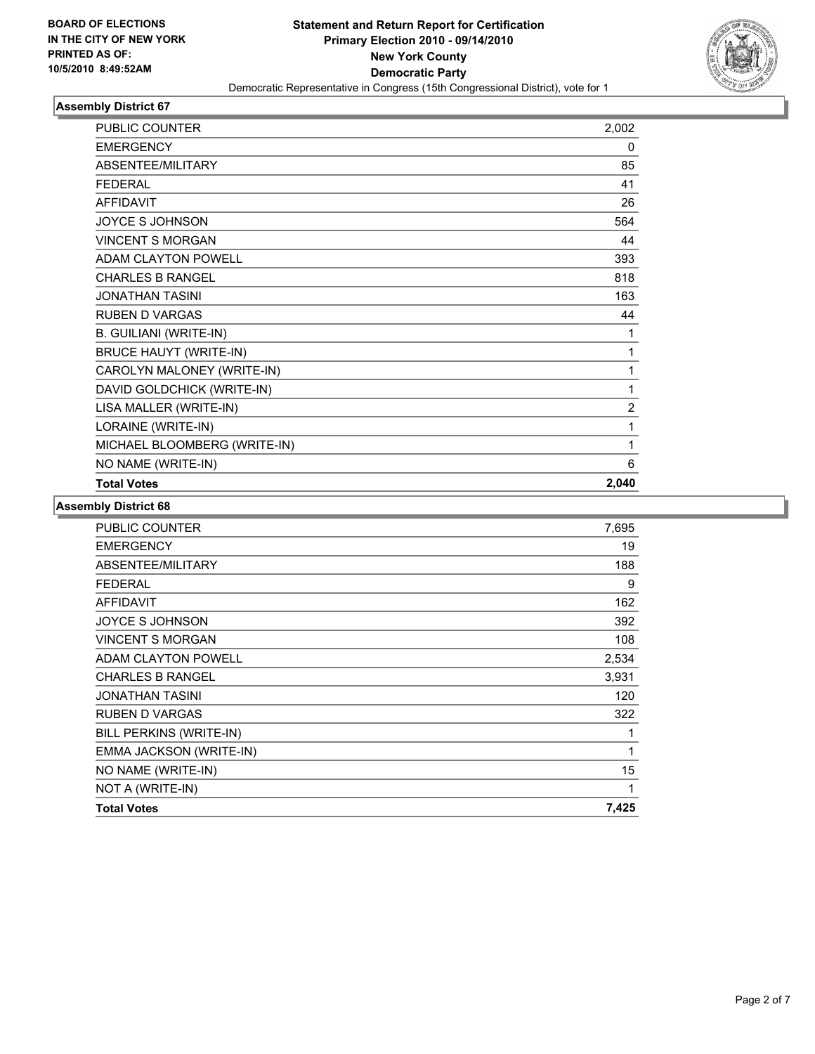BOARD OF ELECTIONS
IN THE CITY OF NEW YORK
PRINTED AS OF:
10/5/2010 8:49:52AM

**Statement and Return Report for Certification**
**Primary Election 2010 - 09/14/2010**
**New York County**
**Democratic Party**
Democratic Representative in Congress (15th Congressional District), vote for 1

### Assembly District 67

| | |
|---|---|
| PUBLIC COUNTER | 2,002 |
| EMERGENCY | 0 |
| ABSENTEE/MILITARY | 85 |
| FEDERAL | 41 |
| AFFIDAVIT | 26 |
| JOYCE S JOHNSON | 564 |
| VINCENT S MORGAN | 44 |
| ADAM CLAYTON POWELL | 393 |
| CHARLES B RANGEL | 818 |
| JONATHAN TASINI | 163 |
| RUBEN D VARGAS | 44 |
| B. GUILIANI (WRITE-IN) | 1 |
| BRUCE HAUYT (WRITE-IN) | 1 |
| CAROLYN MALONEY (WRITE-IN) | 1 |
| DAVID GOLDCHICK (WRITE-IN) | 1 |
| LISA MALLER (WRITE-IN) | 2 |
| LORAINE (WRITE-IN) | 1 |
| MICHAEL BLOOMBERG (WRITE-IN) | 1 |
| NO NAME (WRITE-IN) | 6 |
| **Total Votes** | **2,040** |

### Assembly District 68

| | |
|---|---|
| PUBLIC COUNTER | 7,695 |
| EMERGENCY | 19 |
| ABSENTEE/MILITARY | 188 |
| FEDERAL | 9 |
| AFFIDAVIT | 162 |
| JOYCE S JOHNSON | 392 |
| VINCENT S MORGAN | 108 |
| ADAM CLAYTON POWELL | 2,534 |
| CHARLES B RANGEL | 3,931 |
| JONATHAN TASINI | 120 |
| RUBEN D VARGAS | 322 |
| BILL PERKINS (WRITE-IN) | 1 |
| EMMA JACKSON (WRITE-IN) | 1 |
| NO NAME (WRITE-IN) | 15 |
| NOT A (WRITE-IN) | 1 |
| **Total Votes** | **7,425** |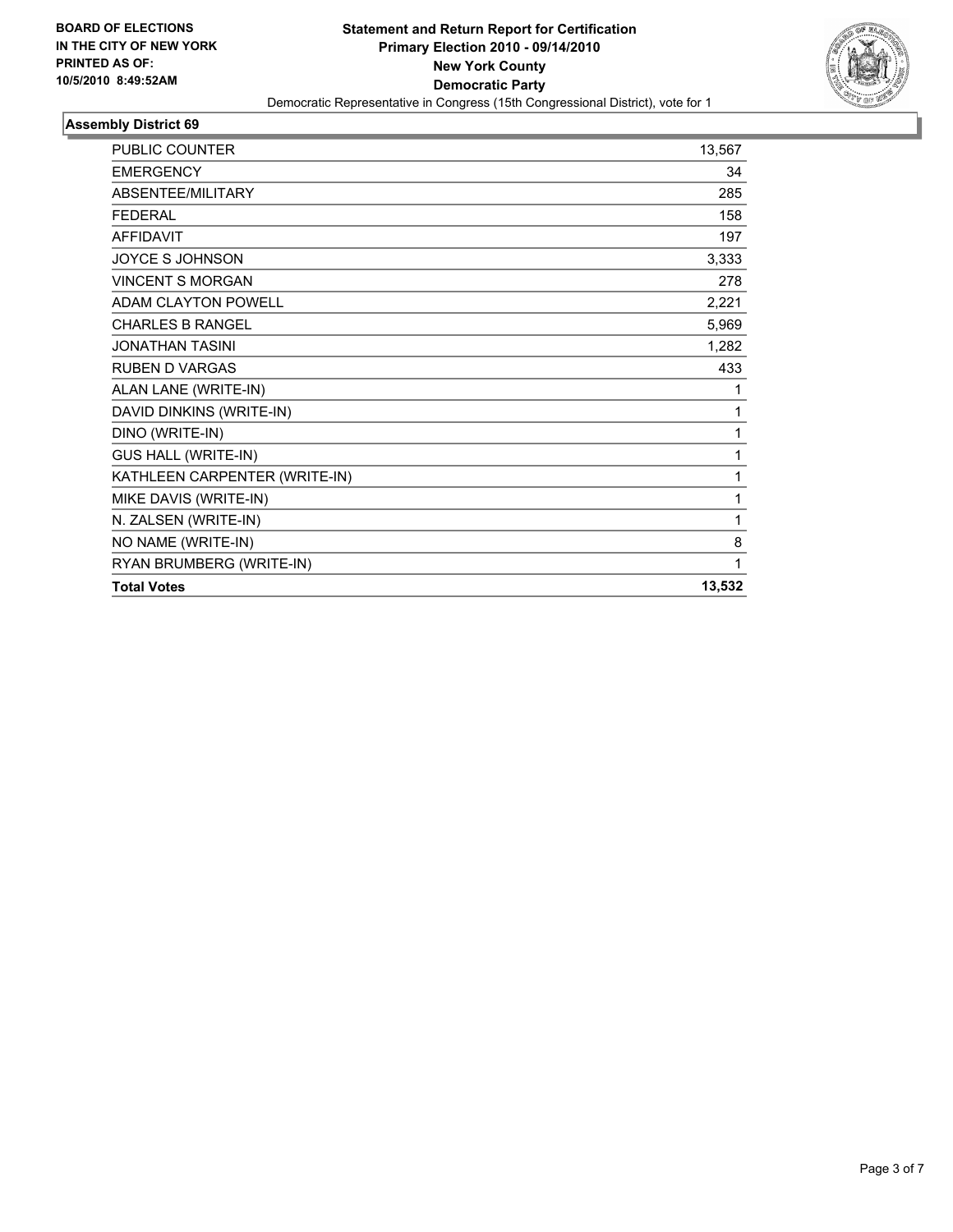**BOARD OF ELECTIONS IN THE CITY OF NEW YORK PRINTED AS OF: 10/5/2010 8:49:52AM**

# Statement and Return Report for Certification
## Primary Election 2010 - 09/14/2010
## New York County
## Democratic Party

Democratic Representative in Congress (15th Congressional District), vote for 1

### Assembly District 69

| | |
|---|---|
| PUBLIC COUNTER | 13,567 |
| EMERGENCY | 34 |
| ABSENTEE/MILITARY | 285 |
| FEDERAL | 158 |
| AFFIDAVIT | 197 |
| JOYCE S JOHNSON | 3,333 |
| VINCENT S MORGAN | 278 |
| ADAM CLAYTON POWELL | 2,221 |
| CHARLES B RANGEL | 5,969 |
| JONATHAN TASINI | 1,282 |
| RUBEN D VARGAS | 433 |
| ALAN LANE (WRITE-IN) | 1 |
| DAVID DINKINS (WRITE-IN) | 1 |
| DINO (WRITE-IN) | 1 |
| GUS HALL (WRITE-IN) | 1 |
| KATHLEEN CARPENTER (WRITE-IN) | 1 |
| MIKE DAVIS (WRITE-IN) | 1 |
| N. ZALSEN (WRITE-IN) | 1 |
| NO NAME (WRITE-IN) | 8 |
| RYAN BRUMBERG (WRITE-IN) | 1 |
| **Total Votes** | **13,532** |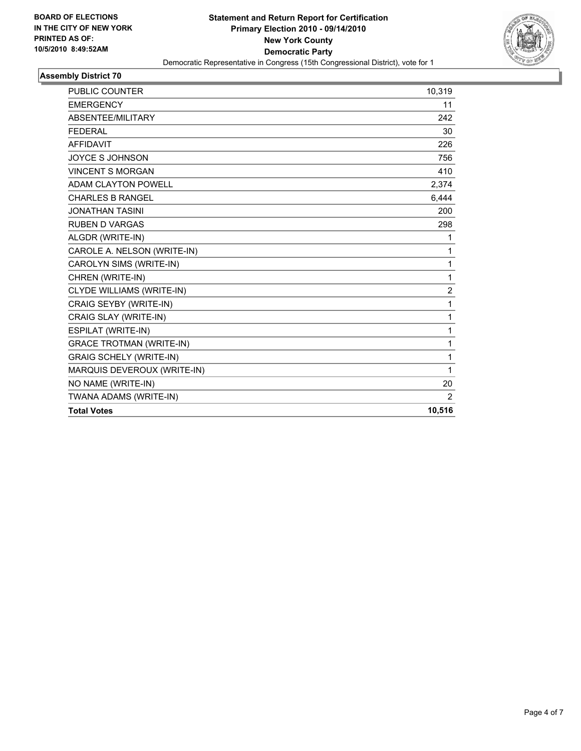BOARD OF ELECTIONS
IN THE CITY OF NEW YORK
PRINTED AS OF:
10/5/2010 8:49:52AM

**Statement and Return Report for Certification**
**Primary Election 2010 - 09/14/2010**
**New York County**
**Democratic Party**
Democratic Representative in Congress (15th Congressional District), vote for 1

### Assembly District 70

| | |
|---|---|
| PUBLIC COUNTER | 10,319 |
| EMERGENCY | 11 |
| ABSENTEE/MILITARY | 242 |
| FEDERAL | 30 |
| AFFIDAVIT | 226 |
| JOYCE S JOHNSON | 756 |
| VINCENT S MORGAN | 410 |
| ADAM CLAYTON POWELL | 2,374 |
| CHARLES B RANGEL | 6,444 |
| JONATHAN TASINI | 200 |
| RUBEN D VARGAS | 298 |
| ALGDR (WRITE-IN) | 1 |
| CAROLE A. NELSON (WRITE-IN) | 1 |
| CAROLYN SIMS (WRITE-IN) | 1 |
| CHREN (WRITE-IN) | 1 |
| CLYDE WILLIAMS (WRITE-IN) | 2 |
| CRAIG SEYBY (WRITE-IN) | 1 |
| CRAIG SLAY (WRITE-IN) | 1 |
| ESPILAT (WRITE-IN) | 1 |
| GRACE TROTMAN (WRITE-IN) | 1 |
| GRAIG SCHELY (WRITE-IN) | 1 |
| MARQUIS DEVEROUX (WRITE-IN) | 1 |
| NO NAME (WRITE-IN) | 20 |
| TWANA ADAMS (WRITE-IN) | 2 |
| **Total Votes** | **10,516** |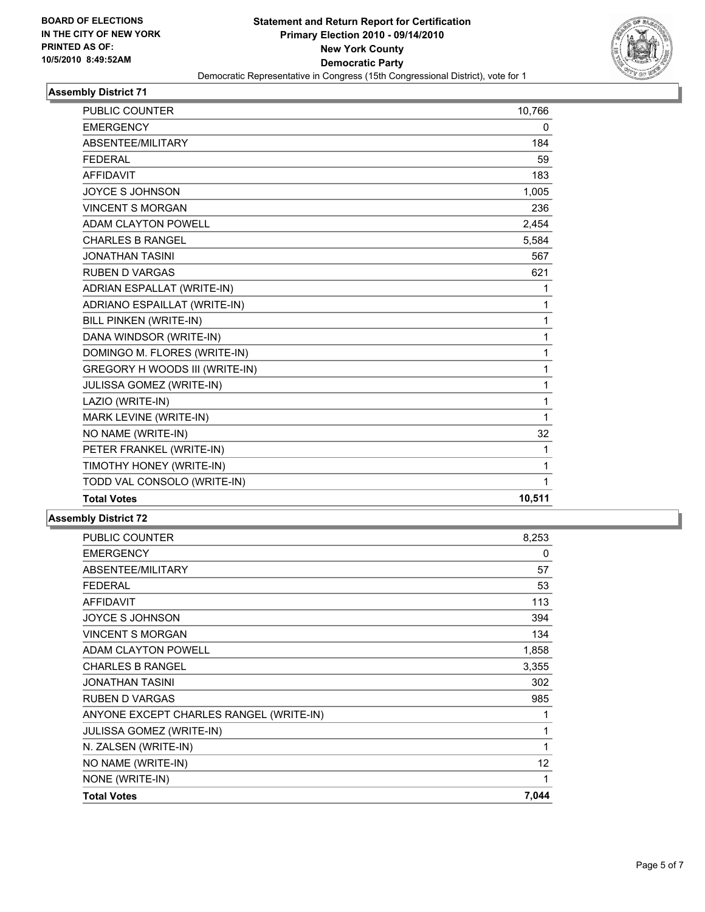**BOARD OF ELECTIONS IN THE CITY OF NEW YORK PRINTED AS OF: 10/5/2010 8:49:52AM**

# Statement and Return Report for Certification
## Primary Election 2010 - 09/14/2010
## New York County
## Democratic Party
Democratic Representative in Congress (15th Congressional District), vote for 1

### Assembly District 71

| | |
|---|---|
| PUBLIC COUNTER | 10,766 |
| EMERGENCY | 0 |
| ABSENTEE/MILITARY | 184 |
| FEDERAL | 59 |
| AFFIDAVIT | 183 |
| JOYCE S JOHNSON | 1,005 |
| VINCENT S MORGAN | 236 |
| ADAM CLAYTON POWELL | 2,454 |
| CHARLES B RANGEL | 5,584 |
| JONATHAN TASINI | 567 |
| RUBEN D VARGAS | 621 |
| ADRIAN ESPALLAT (WRITE-IN) | 1 |
| ADRIANO ESPAILLAT (WRITE-IN) | 1 |
| BILL PINKEN (WRITE-IN) | 1 |
| DANA WINDSOR (WRITE-IN) | 1 |
| DOMINGO M. FLORES (WRITE-IN) | 1 |
| GREGORY H WOODS III (WRITE-IN) | 1 |
| JULISSA GOMEZ (WRITE-IN) | 1 |
| LAZIO (WRITE-IN) | 1 |
| MARK LEVINE (WRITE-IN) | 1 |
| NO NAME (WRITE-IN) | 32 |
| PETER FRANKEL (WRITE-IN) | 1 |
| TIMOTHY HONEY (WRITE-IN) | 1 |
| TODD VAL CONSOLO (WRITE-IN) | 1 |
| **Total Votes** | **10,511** |

### Assembly District 72

| | |
|---|---|
| PUBLIC COUNTER | 8,253 |
| EMERGENCY | 0 |
| ABSENTEE/MILITARY | 57 |
| FEDERAL | 53 |
| AFFIDAVIT | 113 |
| JOYCE S JOHNSON | 394 |
| VINCENT S MORGAN | 134 |
| ADAM CLAYTON POWELL | 1,858 |
| CHARLES B RANGEL | 3,355 |
| JONATHAN TASINI | 302 |
| RUBEN D VARGAS | 985 |
| ANYONE EXCEPT CHARLES RANGEL (WRITE-IN) | 1 |
| JULISSA GOMEZ (WRITE-IN) | 1 |
| N. ZALSEN (WRITE-IN) | 1 |
| NO NAME (WRITE-IN) | 12 |
| NONE (WRITE-IN) | 1 |
| **Total Votes** | **7,044** |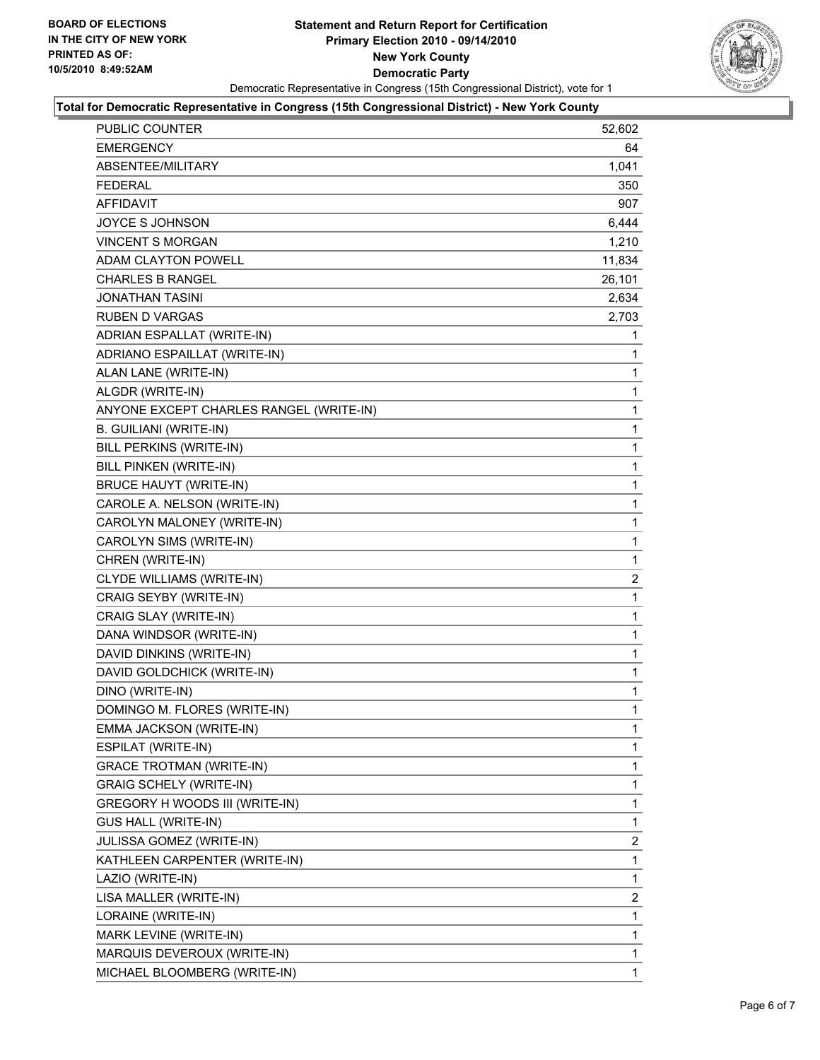BOARD OF ELECTIONS
IN THE CITY OF NEW YORK
PRINTED AS OF:
10/5/2010 8:49:52AM

# Statement and Return Report for Certification
## Primary Election 2010 - 09/14/2010
## New York County
## Democratic Party

Democratic Representative in Congress (15th Congressional District), vote for 1

### Total for Democratic Representative in Congress (15th Congressional District) - New York County

| | |
|---|---|
| PUBLIC COUNTER | 52,602 |
| EMERGENCY | 64 |
| ABSENTEE/MILITARY | 1,041 |
| FEDERAL | 350 |
| AFFIDAVIT | 907 |
| JOYCE S JOHNSON | 6,444 |
| VINCENT S MORGAN | 1,210 |
| ADAM CLAYTON POWELL | 11,834 |
| CHARLES B RANGEL | 26,101 |
| JONATHAN TASINI | 2,634 |
| RUBEN D VARGAS | 2,703 |
| ADRIAN ESPALLAT (WRITE-IN) | 1 |
| ADRIANO ESPAILLAT (WRITE-IN) | 1 |
| ALAN LANE (WRITE-IN) | 1 |
| ALGDR (WRITE-IN) | 1 |
| ANYONE EXCEPT CHARLES RANGEL (WRITE-IN) | 1 |
| B. GUILIANI (WRITE-IN) | 1 |
| BILL PERKINS (WRITE-IN) | 1 |
| BILL PINKEN (WRITE-IN) | 1 |
| BRUCE HAUYT (WRITE-IN) | 1 |
| CAROLE A. NELSON (WRITE-IN) | 1 |
| CAROLYN MALONEY (WRITE-IN) | 1 |
| CAROLYN SIMS (WRITE-IN) | 1 |
| CHREN (WRITE-IN) | 1 |
| CLYDE WILLIAMS (WRITE-IN) | 2 |
| CRAIG SEYBY (WRITE-IN) | 1 |
| CRAIG SLAY (WRITE-IN) | 1 |
| DANA WINDSOR (WRITE-IN) | 1 |
| DAVID DINKINS (WRITE-IN) | 1 |
| DAVID GOLDCHICK (WRITE-IN) | 1 |
| DINO (WRITE-IN) | 1 |
| DOMINGO M. FLORES (WRITE-IN) | 1 |
| EMMA JACKSON (WRITE-IN) | 1 |
| ESPILAT (WRITE-IN) | 1 |
| GRACE TROTMAN (WRITE-IN) | 1 |
| GRAIG SCHELY (WRITE-IN) | 1 |
| GREGORY H WOODS III (WRITE-IN) | 1 |
| GUS HALL (WRITE-IN) | 1 |
| JULISSA GOMEZ (WRITE-IN) | 2 |
| KATHLEEN CARPENTER (WRITE-IN) | 1 |
| LAZIO (WRITE-IN) | 1 |
| LISA MALLER (WRITE-IN) | 2 |
| LORAINE (WRITE-IN) | 1 |
| MARK LEVINE (WRITE-IN) | 1 |
| MARQUIS DEVEROUX (WRITE-IN) | 1 |
| MICHAEL BLOOMBERG (WRITE-IN) | 1 |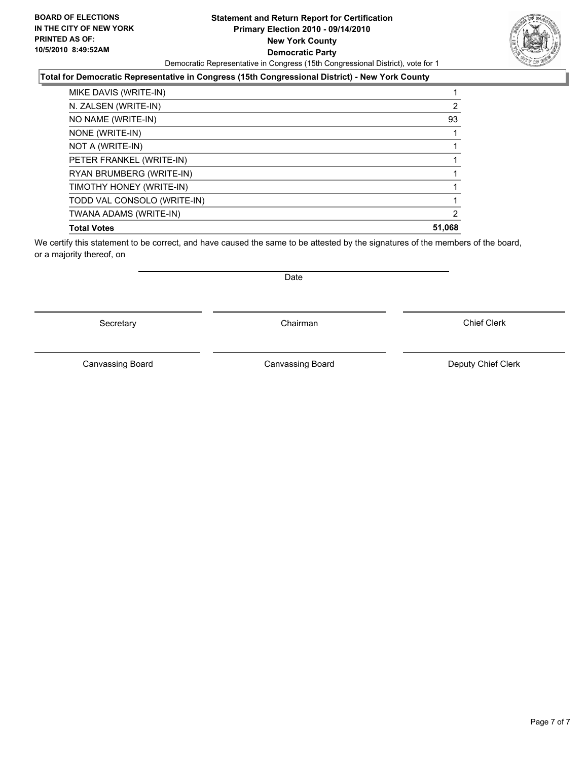**BOARD OF ELECTIONS IN THE CITY OF NEW YORK PRINTED AS OF: 10/5/2010 8:49:52AM**

**Statement and Return Report for Certification**
**Primary Election 2010 - 09/14/2010**
**New York County**
**Democratic Party**

Democratic Representative in Congress (15th Congressional District), vote for 1

**Total for Democratic Representative in Congress (15th Congressional District) - New York County**

| | |
|---|---|
| MIKE DAVIS (WRITE-IN) | 1 |
| N. ZALSEN (WRITE-IN) | 2 |
| NO NAME (WRITE-IN) | 93 |
| NONE (WRITE-IN) | 1 |
| NOT A (WRITE-IN) | 1 |
| PETER FRANKEL (WRITE-IN) | 1 |
| RYAN BRUMBERG (WRITE-IN) | 1 |
| TIMOTHY HONEY (WRITE-IN) | 1 |
| TODD VAL CONSOLO (WRITE-IN) | 1 |
| TWANA ADAMS (WRITE-IN) | 2 |
| **Total Votes** | **51,068** |

We certify this statement to be correct, and have caused the same to be attested by the signatures of the members of the board, or a majority thereof, on

Date

Secretary | Chairman | Chief Clerk

Canvassing Board | Canvassing Board | Deputy Chief Clerk